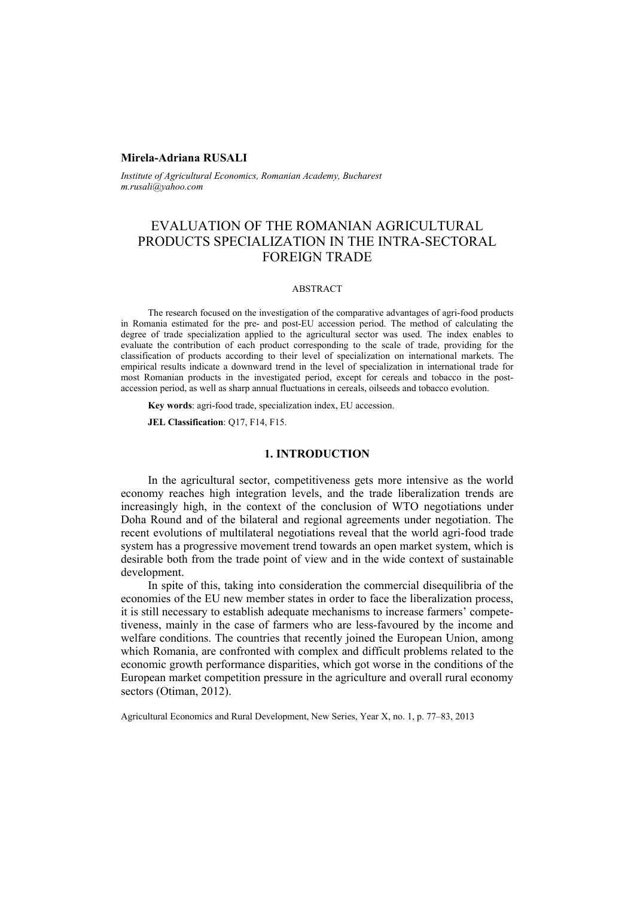**Mirela-Adriana RUSALI**

*Institute of Agricultural Economics, Romanian Academy, Bucharest*
*m.rusali@yahoo.com*

# EVALUATION OF THE ROMANIAN AGRICULTURAL PRODUCTS SPECIALIZATION IN THE INTRA-SECTORAL FOREIGN TRADE

## ABSTRACT

The research focused on the investigation of the comparative advantages of agri-food products in Romania estimated for the pre- and post-EU accession period. The method of calculating the degree of trade specialization applied to the agricultural sector was used. The index enables to evaluate the contribution of each product corresponding to the scale of trade, providing for the classification of products according to their level of specialization on international markets. The empirical results indicate a downward trend in the level of specialization in international trade for most Romanian products in the investigated period, except for cereals and tobacco in the post-accession period, as well as sharp annual fluctuations in cereals, oilseeds and tobacco evolution.

**Key words**: agri-food trade, specialization index, EU accession.

**JEL Classification**: Q17, F14, F15.

## 1. INTRODUCTION

In the agricultural sector, competitiveness gets more intensive as the world economy reaches high integration levels, and the trade liberalization trends are increasingly high, in the context of the conclusion of WTO negotiations under Doha Round and of the bilateral and regional agreements under negotiation. The recent evolutions of multilateral negotiations reveal that the world agri-food trade system has a progressive movement trend towards an open market system, which is desirable both from the trade point of view and in the wide context of sustainable development.

In spite of this, taking into consideration the commercial disequilibria of the economies of the EU new member states in order to face the liberalization process, it is still necessary to establish adequate mechanisms to increase farmers' competetiveness, mainly in the case of farmers who are less-favoured by the income and welfare conditions. The countries that recently joined the European Union, among which Romania, are confronted with complex and difficult problems related to the economic growth performance disparities, which got worse in the conditions of the European market competition pressure in the agriculture and overall rural economy sectors (Otiman, 2012).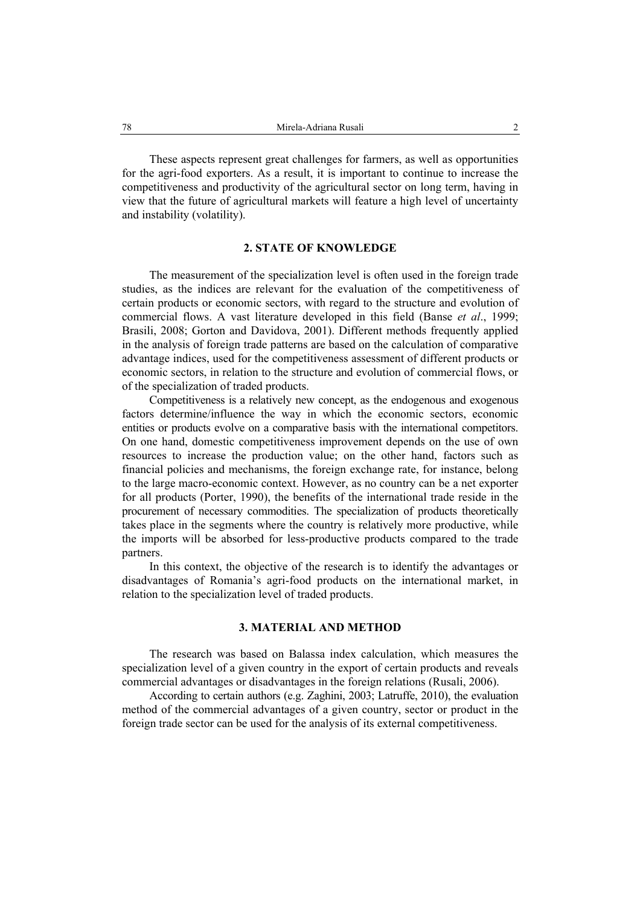These aspects represent great challenges for farmers, as well as opportunities for the agri-food exporters. As a result, it is important to continue to increase the competitiveness and productivity of the agricultural sector on long term, having in view that the future of agricultural markets will feature a high level of uncertainty and instability (volatility).

## 2. STATE OF KNOWLEDGE

The measurement of the specialization level is often used in the foreign trade studies, as the indices are relevant for the evaluation of the competitiveness of certain products or economic sectors, with regard to the structure and evolution of commercial flows. A vast literature developed in this field (Banse *et al*., 1999; Brasili, 2008; Gorton and Davidova, 2001). Different methods frequently applied in the analysis of foreign trade patterns are based on the calculation of comparative advantage indices, used for the competitiveness assessment of different products or economic sectors, in relation to the structure and evolution of commercial flows, or of the specialization of traded products.

Competitiveness is a relatively new concept, as the endogenous and exogenous factors determine/influence the way in which the economic sectors, economic entities or products evolve on a comparative basis with the international competitors. On one hand, domestic competitiveness improvement depends on the use of own resources to increase the production value; on the other hand, factors such as financial policies and mechanisms, the foreign exchange rate, for instance, belong to the large macro-economic context. However, as no country can be a net exporter for all products (Porter, 1990), the benefits of the international trade reside in the procurement of necessary commodities. The specialization of products theoretically takes place in the segments where the country is relatively more productive, while the imports will be absorbed for less-productive products compared to the trade partners.

In this context, the objective of the research is to identify the advantages or disadvantages of Romania's agri-food products on the international market, in relation to the specialization level of traded products.

## 3. MATERIAL AND METHOD

The research was based on Balassa index calculation, which measures the specialization level of a given country in the export of certain products and reveals commercial advantages or disadvantages in the foreign relations (Rusali, 2006).

According to certain authors (e.g. Zaghini, 2003; Latruffe, 2010), the evaluation method of the commercial advantages of a given country, sector or product in the foreign trade sector can be used for the analysis of its external competitiveness.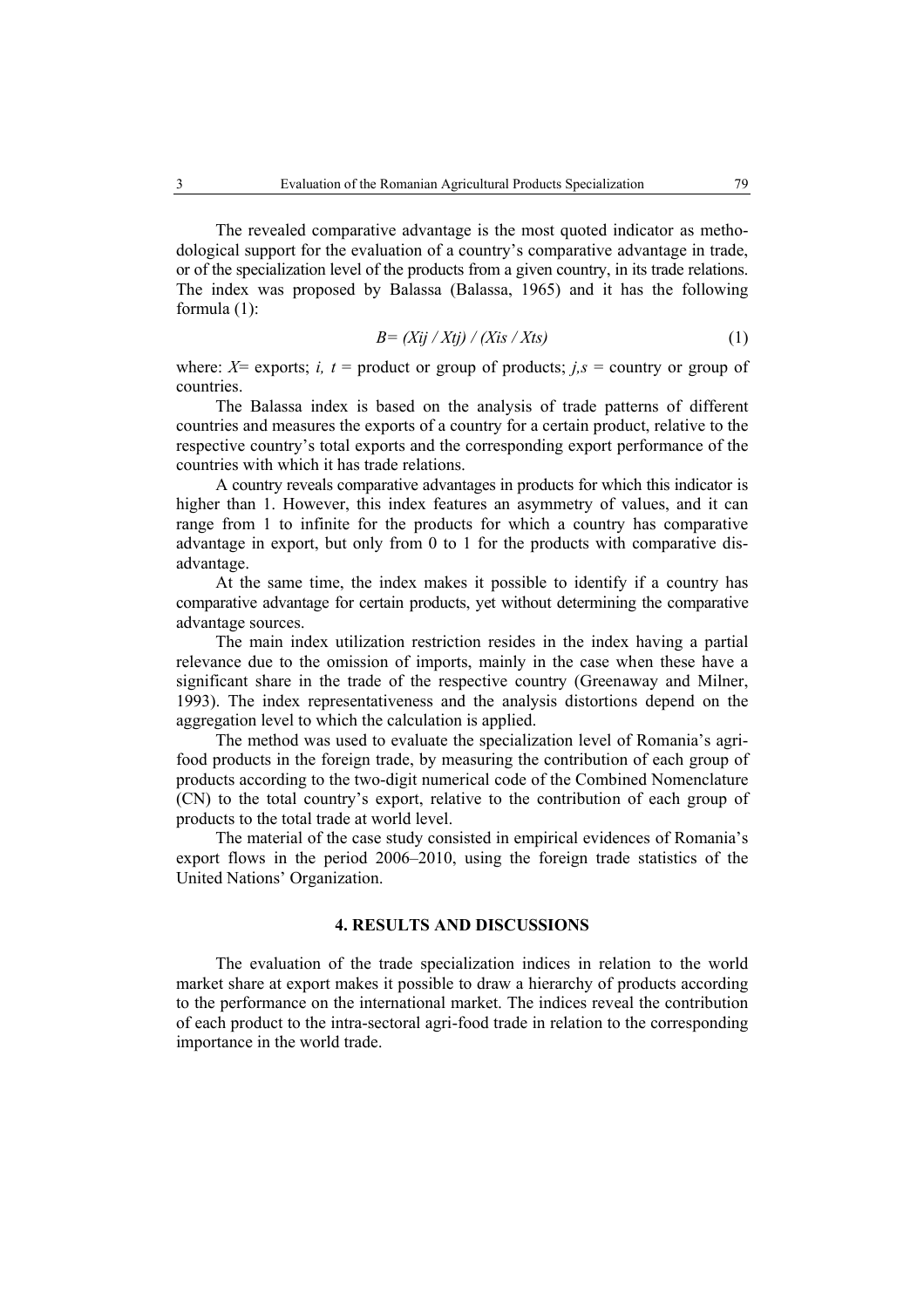The revealed comparative advantage is the most quoted indicator as methodological support for the evaluation of a country's comparative advantage in trade, or of the specialization level of the products from a given country, in its trade relations. The index was proposed by Balassa (Balassa, 1965) and it has the following formula (1):

$$B = (Xij / Xtj) / (Xis / Xts) \tag{1}$$

where: $X$= exports; $i$, $t$ = product or group of products; $j,s$ = country or group of countries.

The Balassa index is based on the analysis of trade patterns of different countries and measures the exports of a country for a certain product, relative to the respective country's total exports and the corresponding export performance of the countries with which it has trade relations.

A country reveals comparative advantages in products for which this indicator is higher than 1. However, this index features an asymmetry of values, and it can range from 1 to infinite for the products for which a country has comparative advantage in export, but only from 0 to 1 for the products with comparative disadvantage.

At the same time, the index makes it possible to identify if a country has comparative advantage for certain products, yet without determining the comparative advantage sources.

The main index utilization restriction resides in the index having a partial relevance due to the omission of imports, mainly in the case when these have a significant share in the trade of the respective country (Greenaway and Milner, 1993). The index representativeness and the analysis distortions depend on the aggregation level to which the calculation is applied.

The method was used to evaluate the specialization level of Romania's agri-food products in the foreign trade, by measuring the contribution of each group of products according to the two-digit numerical code of the Combined Nomenclature (CN) to the total country's export, relative to the contribution of each group of products to the total trade at world level.

The material of the case study consisted in empirical evidences of Romania's export flows in the period 2006–2010, using the foreign trade statistics of the United Nations' Organization.

## 4. RESULTS AND DISCUSSIONS

The evaluation of the trade specialization indices in relation to the world market share at export makes it possible to draw a hierarchy of products according to the performance on the international market. The indices reveal the contribution of each product to the intra-sectoral agri-food trade in relation to the corresponding importance in the world trade.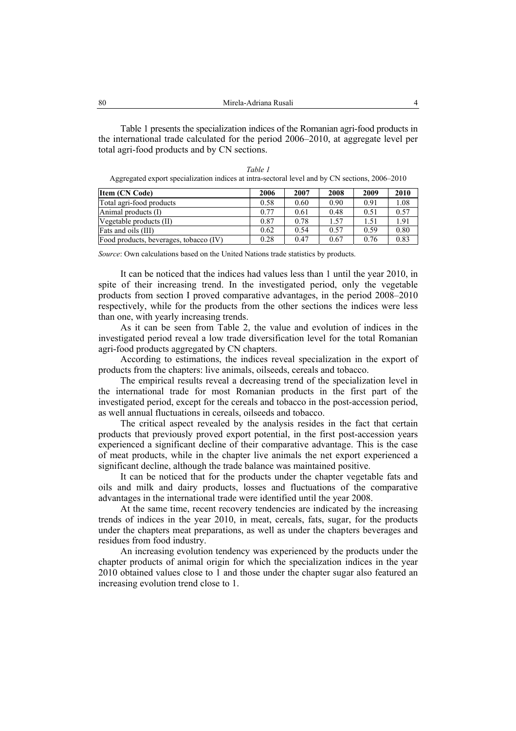Table 1 presents the specialization indices of the Romanian agri-food products in the international trade calculated for the period 2006–2010, at aggregate level per total agri-food products and by CN sections.

*Table 1*

Aggregated export specialization indices at intra-sectoral level and by CN sections, 2006–2010

| Item (CN Code) | 2006 | 2007 | 2008 | 2009 | 2010 |
|---|---|---|---|---|---|
| Total agri-food products | 0.58 | 0.60 | 0.90 | 0.91 | 1.08 |
| Animal products (I) | 0.77 | 0.61 | 0.48 | 0.51 | 0.57 |
| Vegetable products (II) | 0.87 | 0.78 | 1.57 | 1.51 | 1.91 |
| Fats and oils (III) | 0.62 | 0.54 | 0.57 | 0.59 | 0.80 |
| Food products, beverages, tobacco (IV) | 0.28 | 0.47 | 0.67 | 0.76 | 0.83 |

*Source*: Own calculations based on the United Nations trade statistics by products.

It can be noticed that the indices had values less than 1 until the year 2010, in spite of their increasing trend. In the investigated period, only the vegetable products from section I proved comparative advantages, in the period 2008–2010 respectively, while for the products from the other sections the indices were less than one, with yearly increasing trends.

As it can be seen from Table 2, the value and evolution of indices in the investigated period reveal a low trade diversification level for the total Romanian agri-food products aggregated by CN chapters.

According to estimations, the indices reveal specialization in the export of products from the chapters: live animals, oilseeds, cereals and tobacco.

The empirical results reveal a decreasing trend of the specialization level in the international trade for most Romanian products in the first part of the investigated period, except for the cereals and tobacco in the post-accession period, as well annual fluctuations in cereals, oilseeds and tobacco.

The critical aspect revealed by the analysis resides in the fact that certain products that previously proved export potential, in the first post-accession years experienced a significant decline of their comparative advantage. This is the case of meat products, while in the chapter live animals the net export experienced a significant decline, although the trade balance was maintained positive.

It can be noticed that for the products under the chapter vegetable fats and oils and milk and dairy products, losses and fluctuations of the comparative advantages in the international trade were identified until the year 2008.

At the same time, recent recovery tendencies are indicated by the increasing trends of indices in the year 2010, in meat, cereals, fats, sugar, for the products under the chapters meat preparations, as well as under the chapters beverages and residues from food industry.

An increasing evolution tendency was experienced by the products under the chapter products of animal origin for which the specialization indices in the year 2010 obtained values close to 1 and those under the chapter sugar also featured an increasing evolution trend close to 1.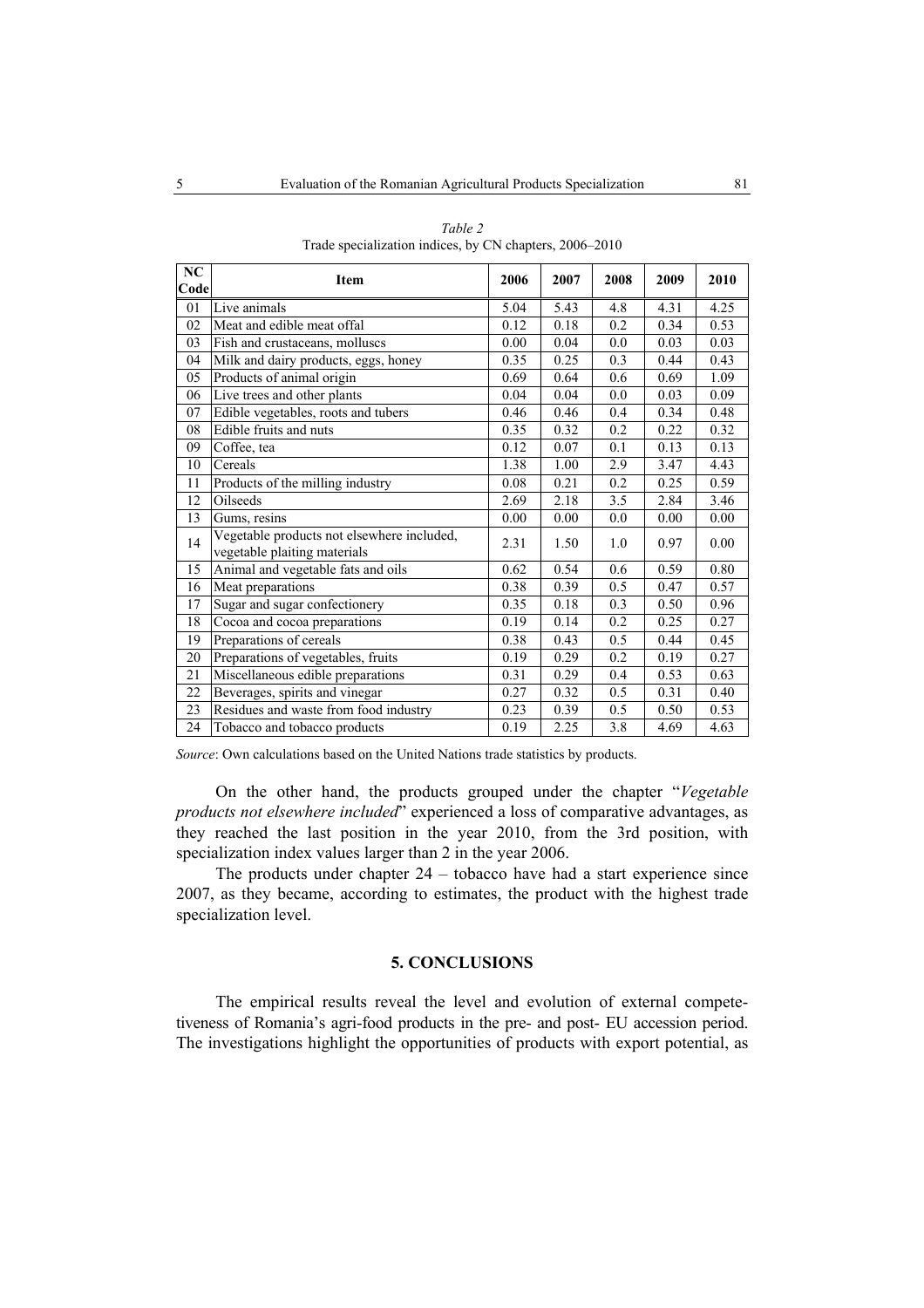*Table 2*
Trade specialization indices, by CN chapters, 2006–2010

| NC Code | Item | 2006 | 2007 | 2008 | 2009 | 2010 |
|---|---|---|---|---|---|---|
| 01 | Live animals | 5.04 | 5.43 | 4.8 | 4.31 | 4.25 |
| 02 | Meat and edible meat offal | 0.12 | 0.18 | 0.2 | 0.34 | 0.53 |
| 03 | Fish and crustaceans, molluscs | 0.00 | 0.04 | 0.0 | 0.03 | 0.03 |
| 04 | Milk and dairy products, eggs, honey | 0.35 | 0.25 | 0.3 | 0.44 | 0.43 |
| 05 | Products of animal origin | 0.69 | 0.64 | 0.6 | 0.69 | 1.09 |
| 06 | Live trees and other plants | 0.04 | 0.04 | 0.0 | 0.03 | 0.09 |
| 07 | Edible vegetables, roots and tubers | 0.46 | 0.46 | 0.4 | 0.34 | 0.48 |
| 08 | Edible fruits and nuts | 0.35 | 0.32 | 0.2 | 0.22 | 0.32 |
| 09 | Coffee, tea | 0.12 | 0.07 | 0.1 | 0.13 | 0.13 |
| 10 | Cereals | 1.38 | 1.00 | 2.9 | 3.47 | 4.43 |
| 11 | Products of the milling industry | 0.08 | 0.21 | 0.2 | 0.25 | 0.59 |
| 12 | Oilseeds | 2.69 | 2.18 | 3.5 | 2.84 | 3.46 |
| 13 | Gums, resins | 0.00 | 0.00 | 0.0 | 0.00 | 0.00 |
| 14 | Vegetable products not elsewhere included, vegetable plaiting materials | 2.31 | 1.50 | 1.0 | 0.97 | 0.00 |
| 15 | Animal and vegetable fats and oils | 0.62 | 0.54 | 0.6 | 0.59 | 0.80 |
| 16 | Meat preparations | 0.38 | 0.39 | 0.5 | 0.47 | 0.57 |
| 17 | Sugar and sugar confectionery | 0.35 | 0.18 | 0.3 | 0.50 | 0.96 |
| 18 | Cocoa and cocoa preparations | 0.19 | 0.14 | 0.2 | 0.25 | 0.27 |
| 19 | Preparations of cereals | 0.38 | 0.43 | 0.5 | 0.44 | 0.45 |
| 20 | Preparations of vegetables, fruits | 0.19 | 0.29 | 0.2 | 0.19 | 0.27 |
| 21 | Miscellaneous edible preparations | 0.31 | 0.29 | 0.4 | 0.53 | 0.63 |
| 22 | Beverages, spirits and vinegar | 0.27 | 0.32 | 0.5 | 0.31 | 0.40 |
| 23 | Residues and waste from food industry | 0.23 | 0.39 | 0.5 | 0.50 | 0.53 |
| 24 | Tobacco and tobacco products | 0.19 | 2.25 | 3.8 | 4.69 | 4.63 |

*Source*: Own calculations based on the United Nations trade statistics by products.

On the other hand, the products grouped under the chapter "*Vegetable products not elsewhere included*" experienced a loss of comparative advantages, as they reached the last position in the year 2010, from the 3rd position, with specialization index values larger than 2 in the year 2006.

The products under chapter 24 – tobacco have had a start experience since 2007, as they became, according to estimates, the product with the highest trade specialization level.

## 5. CONCLUSIONS

The empirical results reveal the level and evolution of external competetiveness of Romania's agri-food products in the pre- and post- EU accession period. The investigations highlight the opportunities of products with export potential, as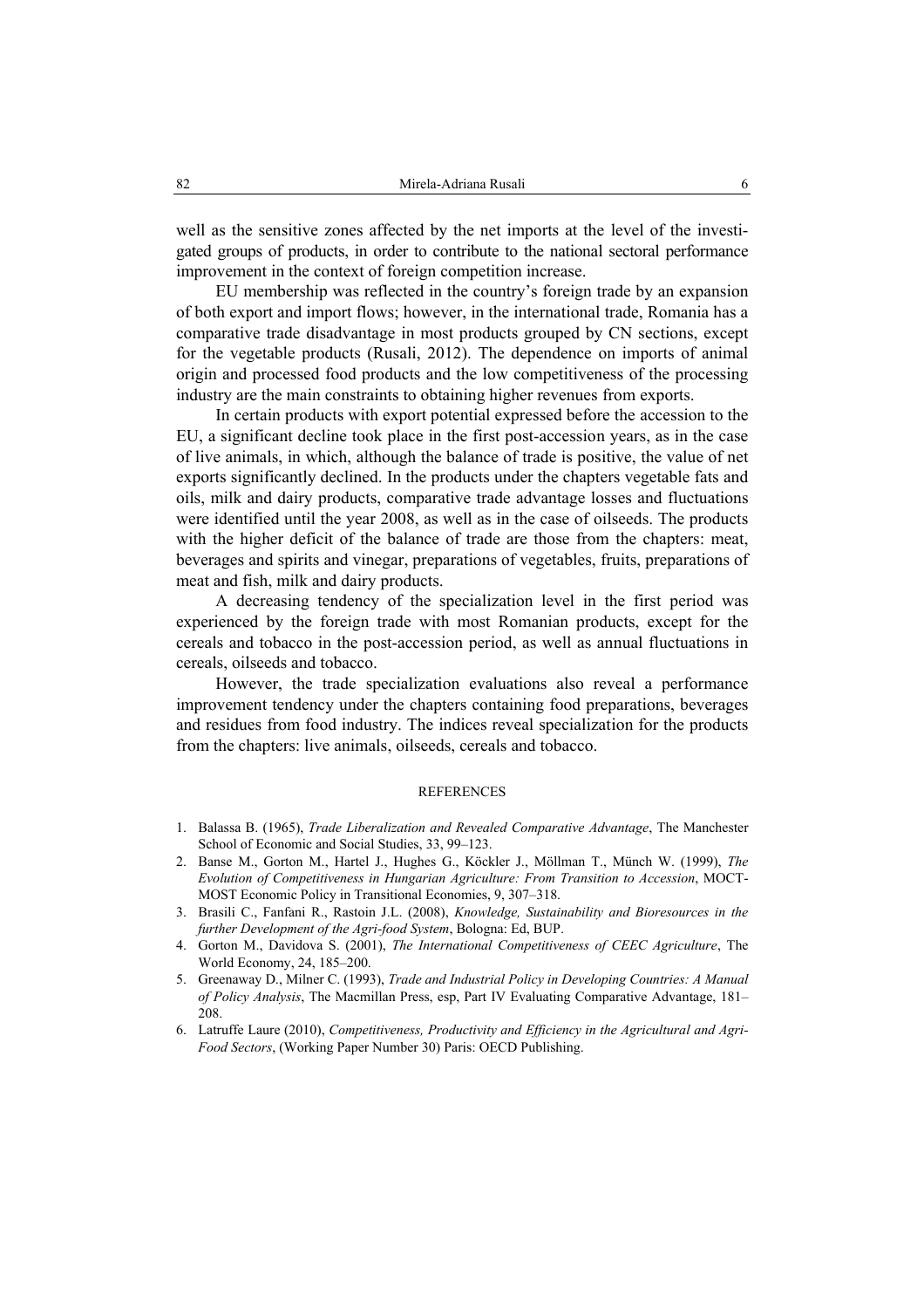well as the sensitive zones affected by the net imports at the level of the investigated groups of products, in order to contribute to the national sectoral performance improvement in the context of foreign competition increase.

EU membership was reflected in the country's foreign trade by an expansion of both export and import flows; however, in the international trade, Romania has a comparative trade disadvantage in most products grouped by CN sections, except for the vegetable products (Rusali, 2012). The dependence on imports of animal origin and processed food products and the low competitiveness of the processing industry are the main constraints to obtaining higher revenues from exports.

In certain products with export potential expressed before the accession to the EU, a significant decline took place in the first post-accession years, as in the case of live animals, in which, although the balance of trade is positive, the value of net exports significantly declined. In the products under the chapters vegetable fats and oils, milk and dairy products, comparative trade advantage losses and fluctuations were identified until the year 2008, as well as in the case of oilseeds. The products with the higher deficit of the balance of trade are those from the chapters: meat, beverages and spirits and vinegar, preparations of vegetables, fruits, preparations of meat and fish, milk and dairy products.

A decreasing tendency of the specialization level in the first period was experienced by the foreign trade with most Romanian products, except for the cereals and tobacco in the post-accession period, as well as annual fluctuations in cereals, oilseeds and tobacco.

However, the trade specialization evaluations also reveal a performance improvement tendency under the chapters containing food preparations, beverages and residues from food industry. The indices reveal specialization for the products from the chapters: live animals, oilseeds, cereals and tobacco.

## REFERENCES

1. Balassa B. (1965), *Trade Liberalization and Revealed Comparative Advantage*, The Manchester School of Economic and Social Studies, 33, 99–123.
2. Banse M., Gorton M., Hartel J., Hughes G., Köckler J., Möllman T., Münch W. (1999), *The Evolution of Competitiveness in Hungarian Agriculture: From Transition to Accession*, MOCT-MOST Economic Policy in Transitional Economies, 9, 307–318.
3. Brasili C., Fanfani R., Rastoin J.L. (2008), *Knowledge, Sustainability and Bioresources in the further Development of the Agri-food System*, Bologna: Ed, BUP.
4. Gorton M., Davidova S. (2001), *The International Competitiveness of CEEC Agriculture*, The World Economy, 24, 185–200.
5. Greenaway D., Milner C. (1993), *Trade and Industrial Policy in Developing Countries: A Manual of Policy Analysis*, The Macmillan Press, esp, Part IV Evaluating Comparative Advantage, 181–208.
6. Latruffe Laure (2010), *Competitiveness, Productivity and Efficiency in the Agricultural and Agri-Food Sectors*, (Working Paper Number 30) Paris: OECD Publishing.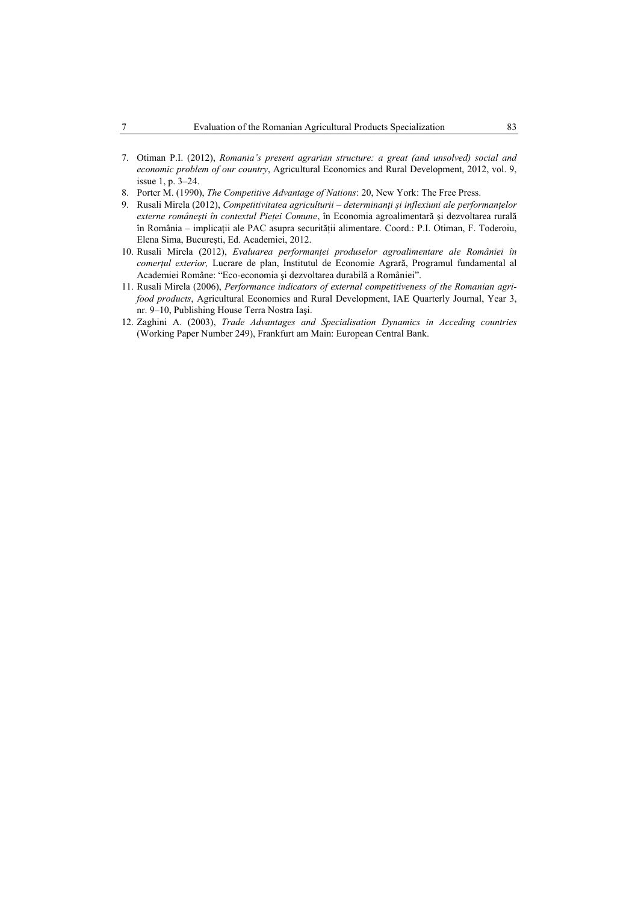7. Otiman P.I. (2012), *Romania's present agrarian structure: a great (and unsolved) social and economic problem of our country*, Agricultural Economics and Rural Development, 2012, vol. 9, issue 1, p. 3–24.
8. Porter M. (1990), *The Competitive Advantage of Nations*: 20, New York: The Free Press.
9. Rusali Mirela (2012), *Competitivitatea agriculturii – determinanți și inflexiuni ale performanțelor externe românești în contextul Pieței Comune*, în Economia agroalimentară și dezvoltarea rurală în România – implicații ale PAC asupra securității alimentare. Coord.: P.I. Otiman, F. Toderoiu, Elena Sima, București, Ed. Academiei, 2012.
10. Rusali Mirela (2012), *Evaluarea performanței produselor agroalimentare ale României în comerțul exterior,* Lucrare de plan, Institutul de Economie Agrară, Programul fundamental al Academiei Române: "Eco-economia și dezvoltarea durabilă a României".
11. Rusali Mirela (2006), *Performance indicators of external competitiveness of the Romanian agri-food products*, Agricultural Economics and Rural Development, IAE Quarterly Journal, Year 3, nr. 9–10, Publishing House Terra Nostra Iași.
12. Zaghini A. (2003), *Trade Advantages and Specialisation Dynamics in Acceding countries* (Working Paper Number 249), Frankfurt am Main: European Central Bank.